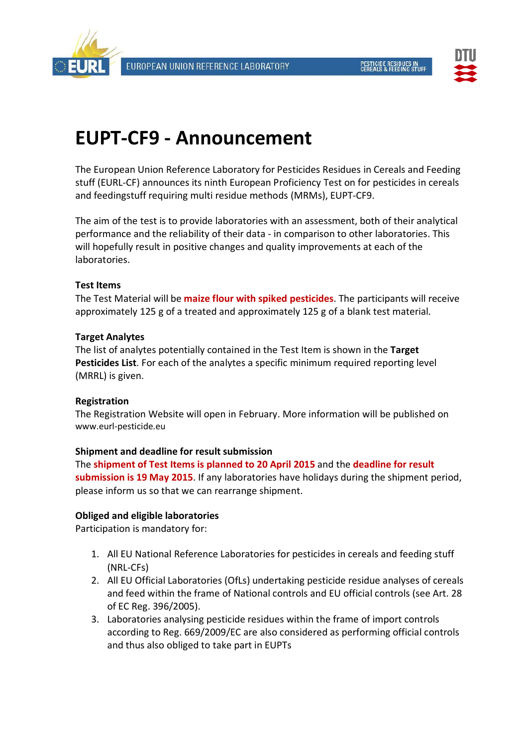# EUPT-CF9 - Announcement

The European Union Reference Laboratory for Pesticides Residues in Cereals and Feeding stuff (EURL-CF) announces its ninth European Proficiency Test on for pesticides in cereals and feedingstuff requiring multi residue methods (MRMs), EUPT-CF9.

The aim of the test is to provide laboratories with an assessment, both of their analytical performance and the reliability of their data - in comparison to other laboratories. This will hopefully result in positive changes and quality improvements at each of the laboratories.

**Test Items**

The Test Material will be **maize flour with spiked pesticides**. The participants will receive approximately 125 g of a treated and approximately 125 g of a blank test material.

**Target Analytes**

The list of analytes potentially contained in the Test Item is shown in the **Target Pesticides List**. For each of the analytes a specific minimum required reporting level (MRRL) is given.

**Registration**

The Registration Website will open in February. More information will be published on www.eurl-pesticide.eu

**Shipment and deadline for result submission**

The **shipment of Test Items is planned to 20 April 2015** and the **deadline for result submission is 19 May 2015**. If any laboratories have holidays during the shipment period, please inform us so that we can rearrange shipment.

**Obliged and eligible laboratories**

Participation is mandatory for:

1. All EU National Reference Laboratories for pesticides in cereals and feeding stuff (NRL-CFs)
2. All EU Official Laboratories (OfLs) undertaking pesticide residue analyses of cereals and feed within the frame of National controls and EU official controls (see Art. 28 of EC Reg. 396/2005).
3. Laboratories analysing pesticide residues within the frame of import controls according to Reg. 669/2009/EC are also considered as performing official controls and thus also obliged to take part in EUPTs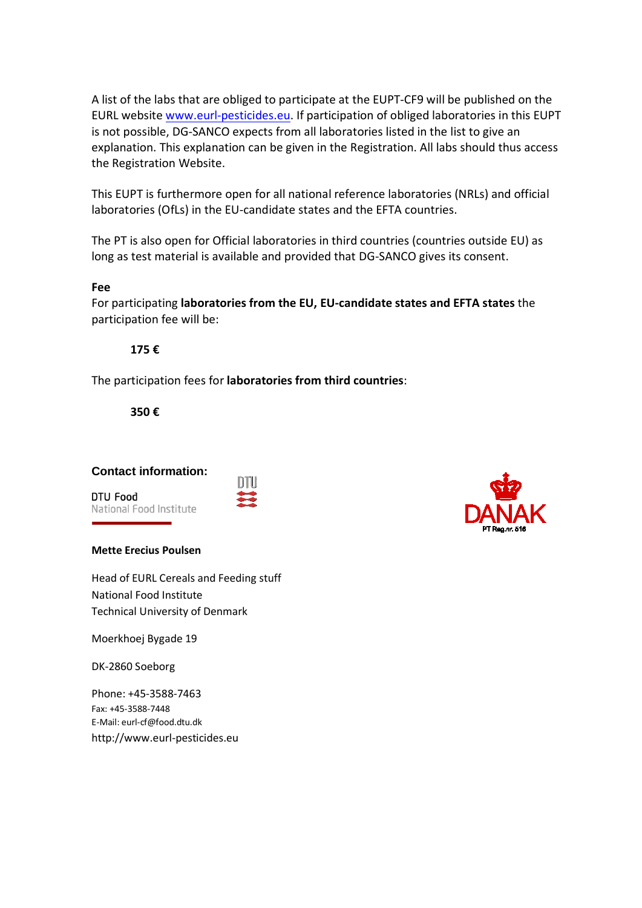A list of the labs that are obliged to participate at the EUPT-CF9 will be published on the EURL website [www.eurl-pesticides.eu](http://www.eurl-pesticides.eu). If participation of obliged laboratories in this EUPT is not possible, DG-SANCO expects from all laboratories listed in the list to give an explanation. This explanation can be given in the Registration. All labs should thus access the Registration Website.

This EUPT is furthermore open for all national reference laboratories (NRLs) and official laboratories (OfLs) in the EU-candidate states and the EFTA countries.

The PT is also open for Official laboratories in third countries (countries outside EU) as long as test material is available and provided that DG-SANCO gives its consent.

**Fee**

For participating **laboratories from the EU, EU-candidate states and EFTA states** the participation fee will be:

**175 €**

The participation fees for **laboratories from third countries**:

**350 €**

**Contact information:**

DTU Food
National Food Institute

DTU

DANAK
PT Reg.nr. 516

**Mette Erecius Poulsen**

Head of EURL Cereals and Feeding stuff
National Food Institute
Technical University of Denmark

Moerkhoej Bygade 19

DK-2860 Soeborg

Phone: +45-3588-7463
Fax: +45-3588-7448
E-Mail: eurl-cf@food.dtu.dk
http://www.eurl-pesticides.eu